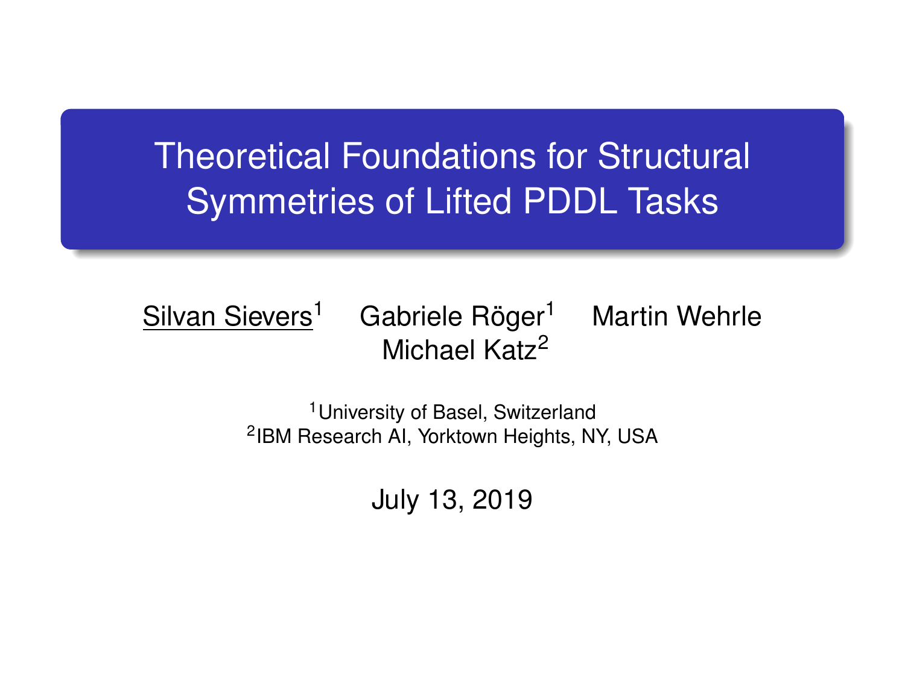# Theoretical Foundations for Structural Symmetries of Lifted PDDL Tasks

Silvan Sievers[1] Gabriele Röger[1] Martin Wehrle
Michael Katz[2]

[1]University of Basel, Switzerland
[2]IBM Research AI, Yorktown Heights, NY, USA

July 13, 2019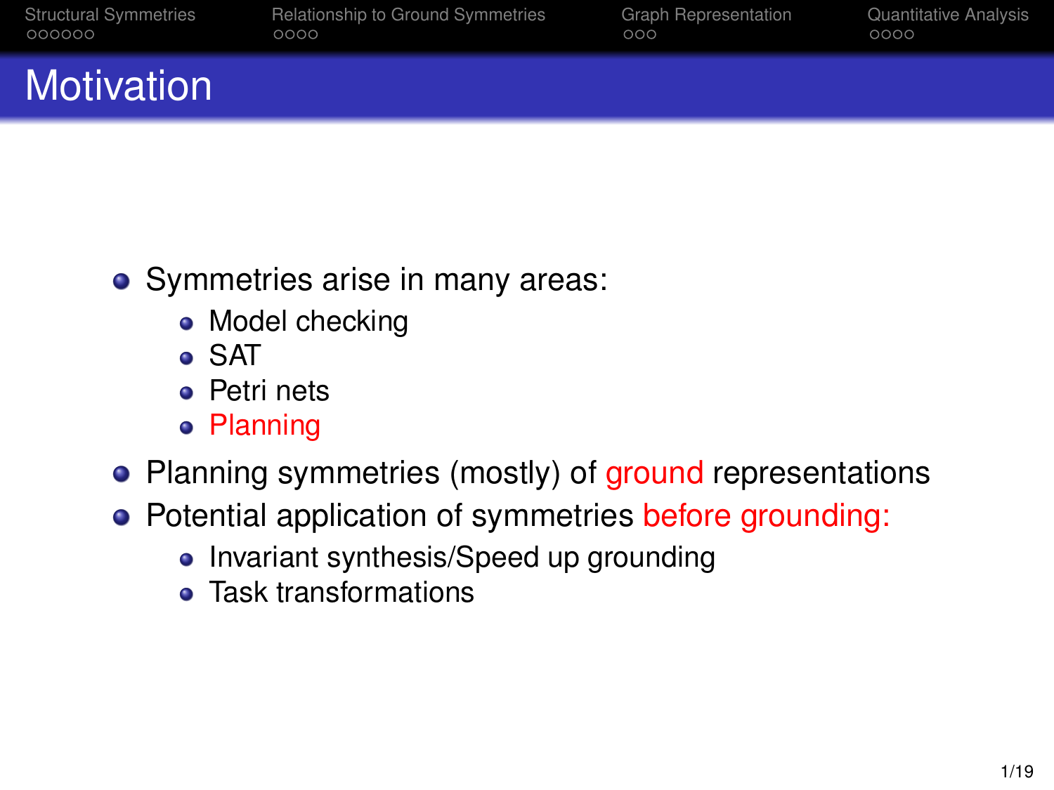# Motivation

- Symmetries arise in many areas:
  - Model checking
  - SAT
  - Petri nets
  - Planning
- Planning symmetries (mostly) of ground representations
- Potential application of symmetries before grounding:
  - Invariant synthesis/Speed up grounding
  - Task transformations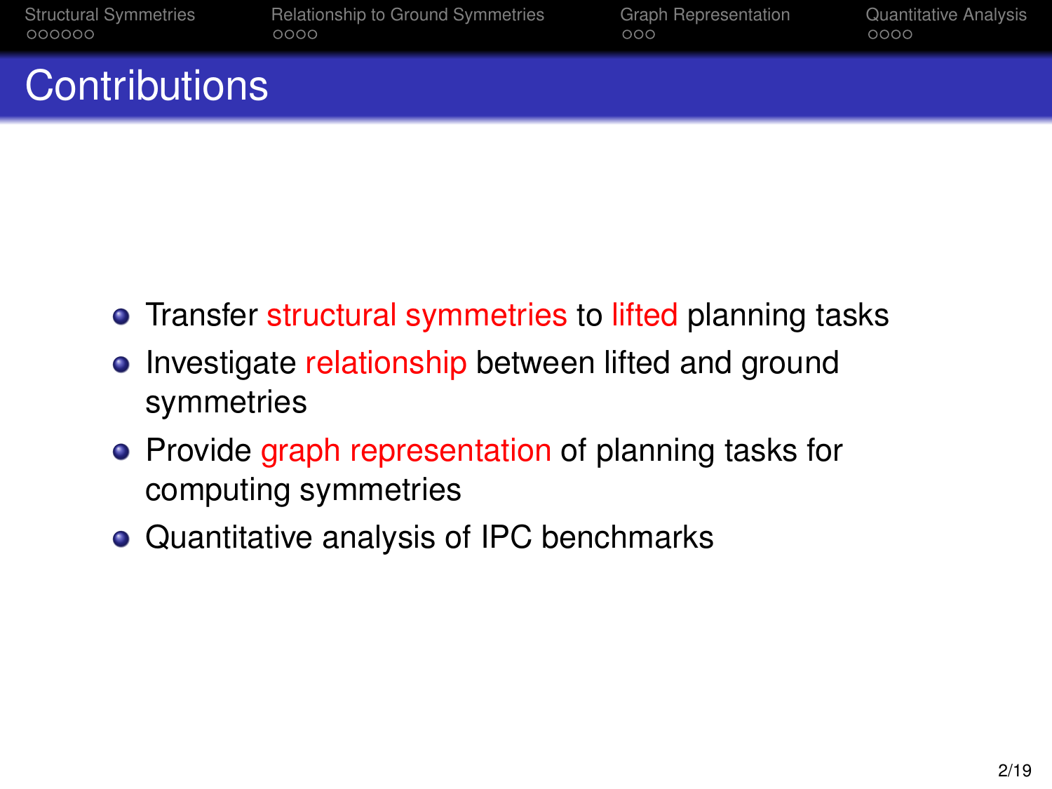# Contributions

- Transfer structural symmetries to lifted planning tasks
- Investigate relationship between lifted and ground symmetries
- Provide graph representation of planning tasks for computing symmetries
- Quantitative analysis of IPC benchmarks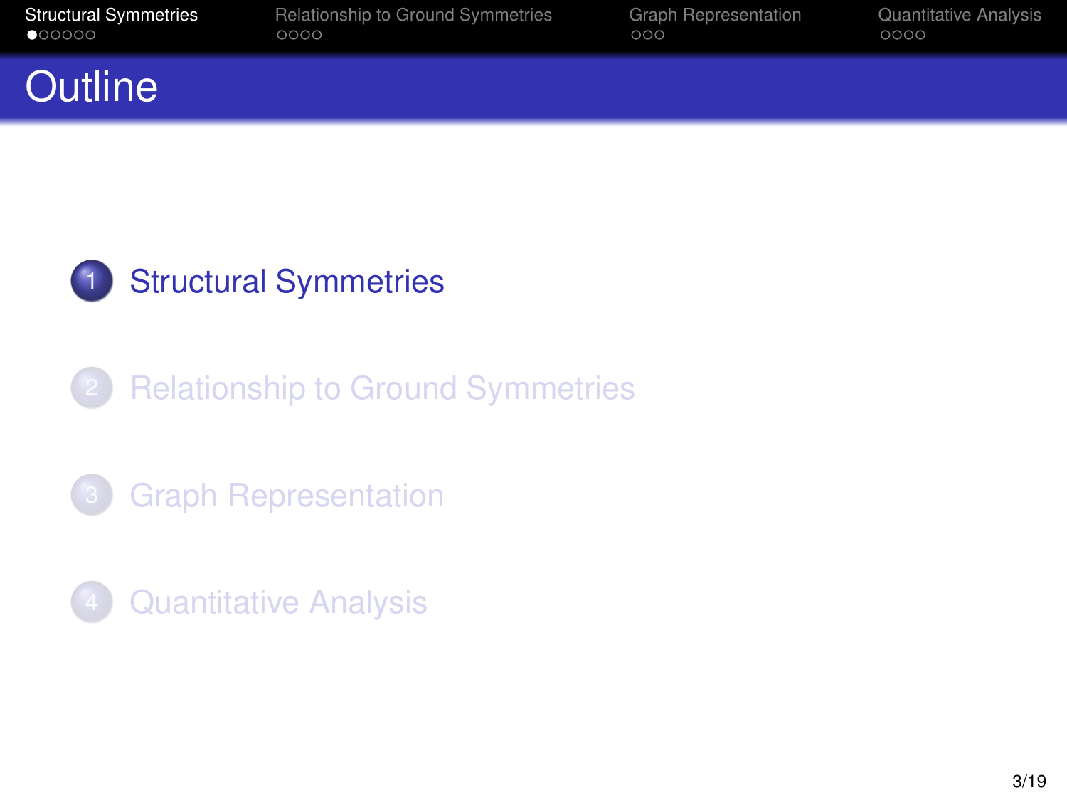# Outline

1. Structural Symmetries
2. Relationship to Ground Symmetries
3. Graph Representation
4. Quantitative Analysis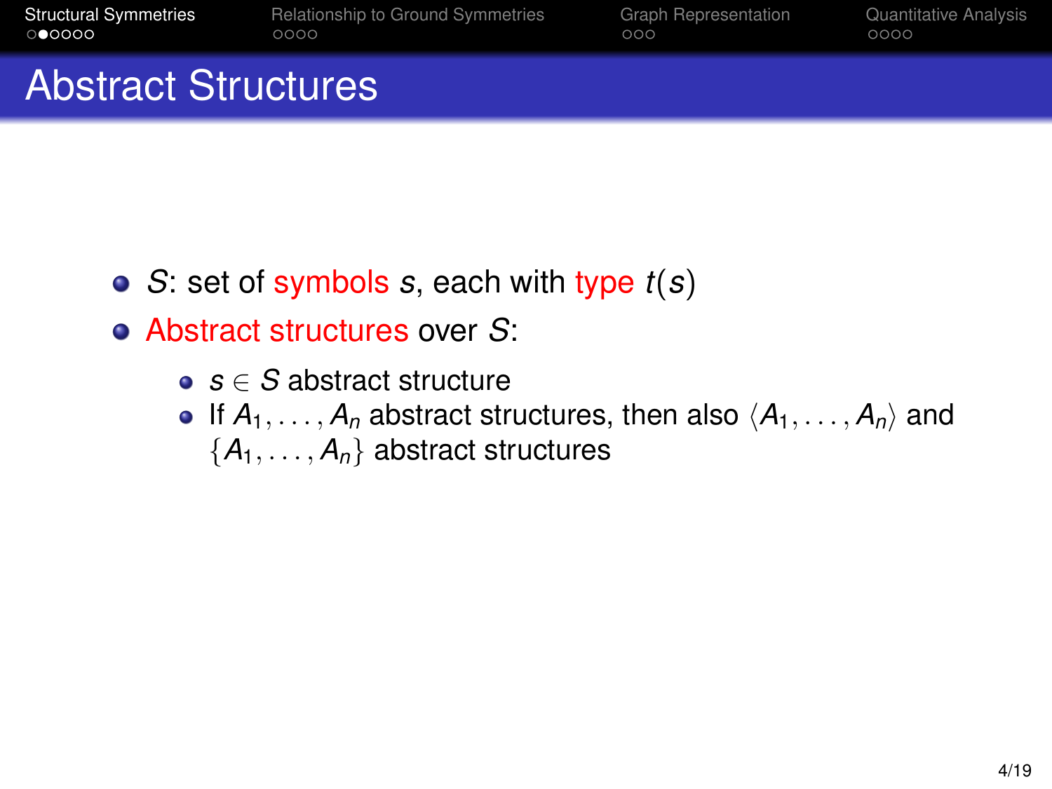# Abstract Structures

- $S$: set of symbols $s$, each with type $t(s)$
- Abstract structures over $S$:
  - $s \in S$ abstract structure
  - If $A_1, \ldots, A_n$ abstract structures, then also $\langle A_1, \ldots, A_n \rangle$ and $\{A_1, \ldots, A_n\}$ abstract structures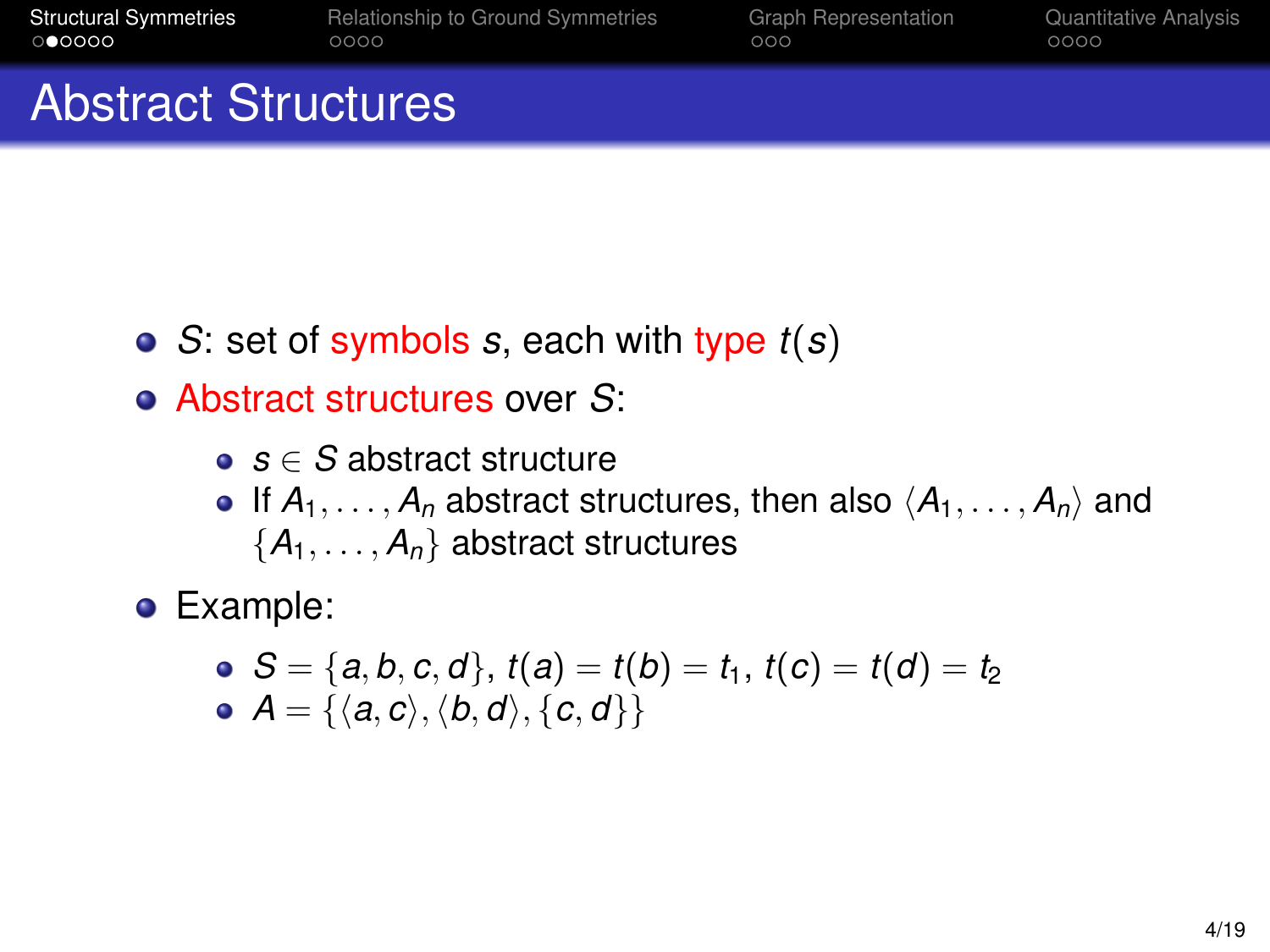# Abstract Structures

- $S$: set of symbols $s$, each with type $t(s)$
- Abstract structures over $S$:
  - $s \in S$ abstract structure
  - If $A_1, \ldots, A_n$ abstract structures, then also $\langle A_1, \ldots, A_n \rangle$ and $\{A_1, \ldots, A_n\}$ abstract structures
- Example:
  - $S = \{a, b, c, d\}$, $t(a) = t(b) = t_1$, $t(c) = t(d) = t_2$
  - $A = \{\langle a, c \rangle, \langle b, d \rangle, \{c, d\}\}$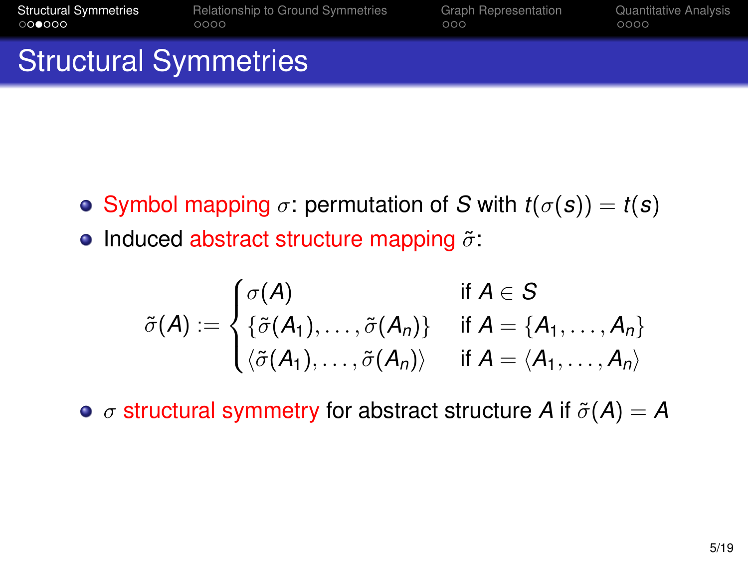# Structural Symmetries

- Symbol mapping $\sigma$: permutation of $S$ with $t(\sigma(s)) = t(s)$
- Induced abstract structure mapping $\tilde{\sigma}$:

$$\tilde{\sigma}(A) := \begin{cases} \sigma(A) & \text{if } A \in S \\ \{\tilde{\sigma}(A_1), \ldots, \tilde{\sigma}(A_n)\} & \text{if } A = \{A_1, \ldots, A_n\} \\ \langle \tilde{\sigma}(A_1), \ldots, \tilde{\sigma}(A_n) \rangle & \text{if } A = \langle A_1, \ldots, A_n \rangle \end{cases}$$

- $\sigma$ structural symmetry for abstract structure $A$ if $\tilde{\sigma}(A) = A$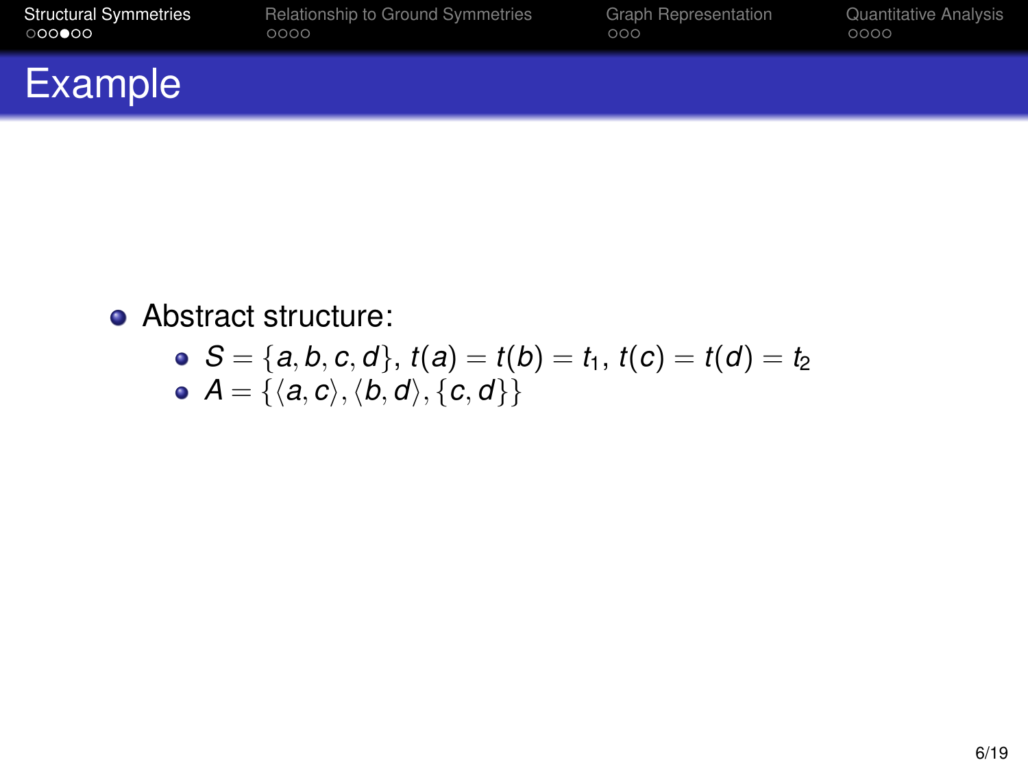# Example

- Abstract structure:
  - $S = \{a, b, c, d\}$, $t(a) = t(b) = t_1$, $t(c) = t(d) = t_2$
  - $A = \{\langle a, c\rangle, \langle b, d\rangle, \{c, d\}\}$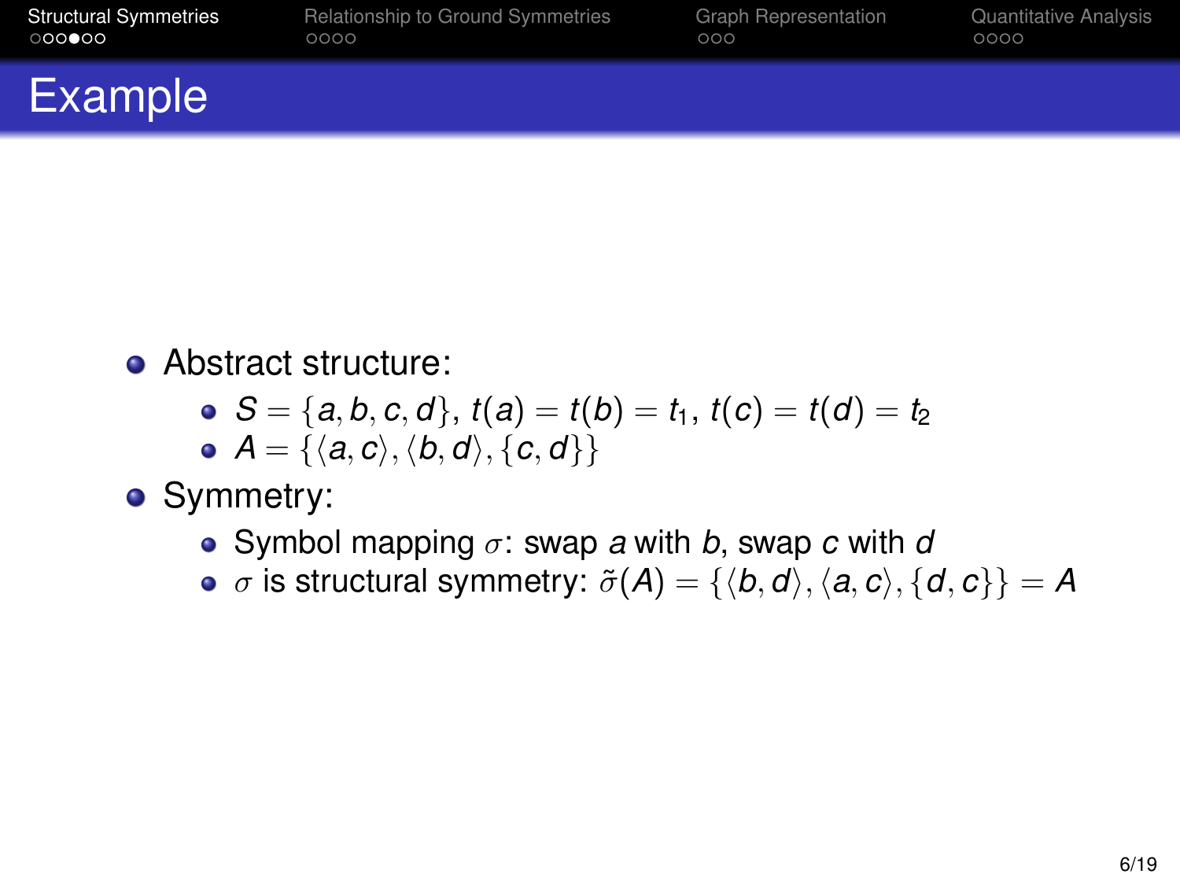# Example

- Abstract structure:
  - $S = \{a, b, c, d\}$, $t(a) = t(b) = t_1$, $t(c) = t(d) = t_2$
  - $A = \{\langle a, c \rangle, \langle b, d \rangle, \{c, d\}\}$
- Symmetry:
  - Symbol mapping $\sigma$: swap $a$ with $b$, swap $c$ with $d$
  - $\sigma$ is structural symmetry: $\tilde{\sigma}(A) = \{\langle b, d \rangle, \langle a, c \rangle, \{d, c\}\} = A$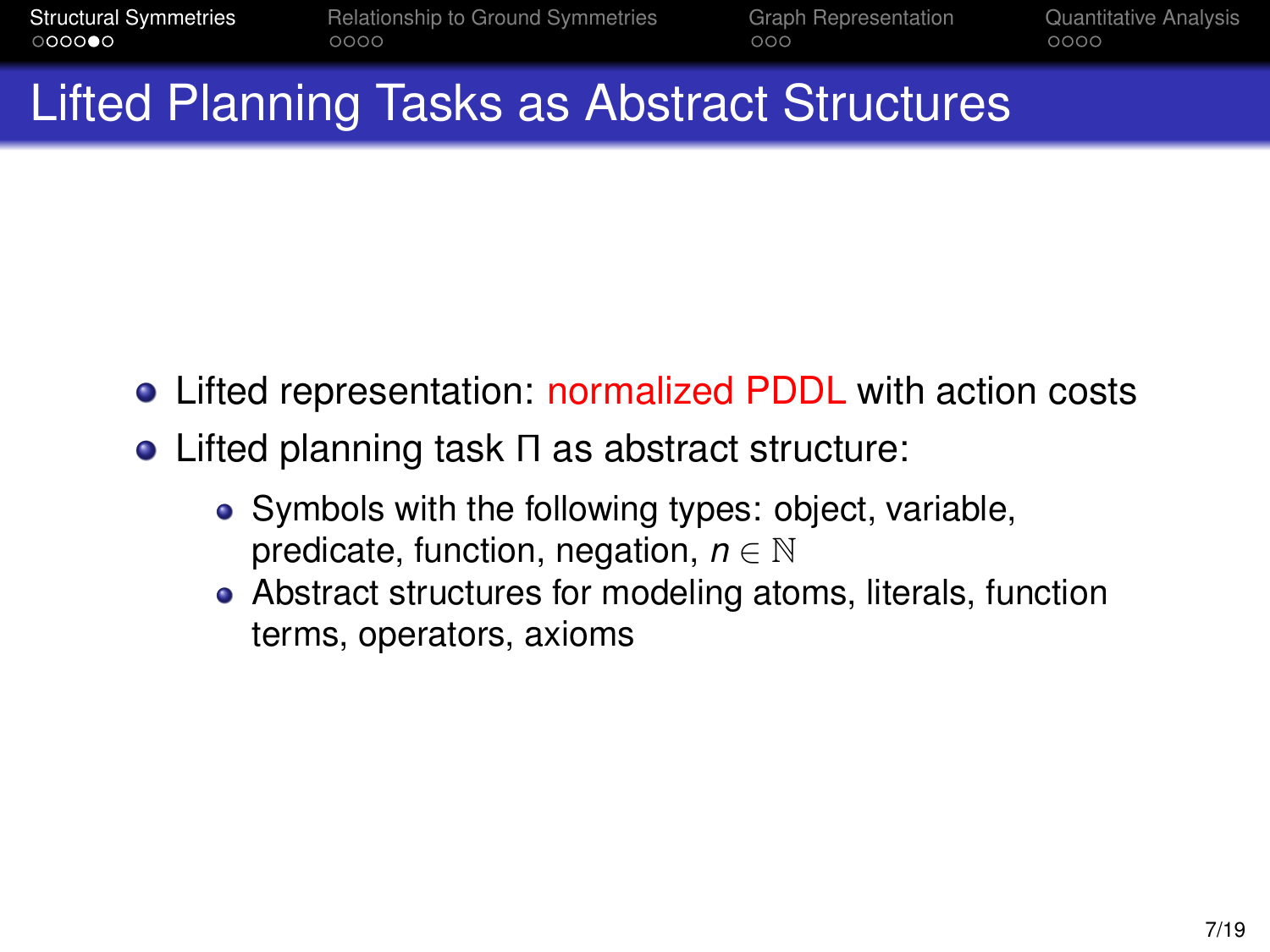# Lifted Planning Tasks as Abstract Structures

- Lifted representation: normalized PDDL with action costs
- Lifted planning task Π as abstract structure:
  - Symbols with the following types: object, variable, predicate, function, negation, $n \in \mathbb{N}$
  - Abstract structures for modeling atoms, literals, function terms, operators, axioms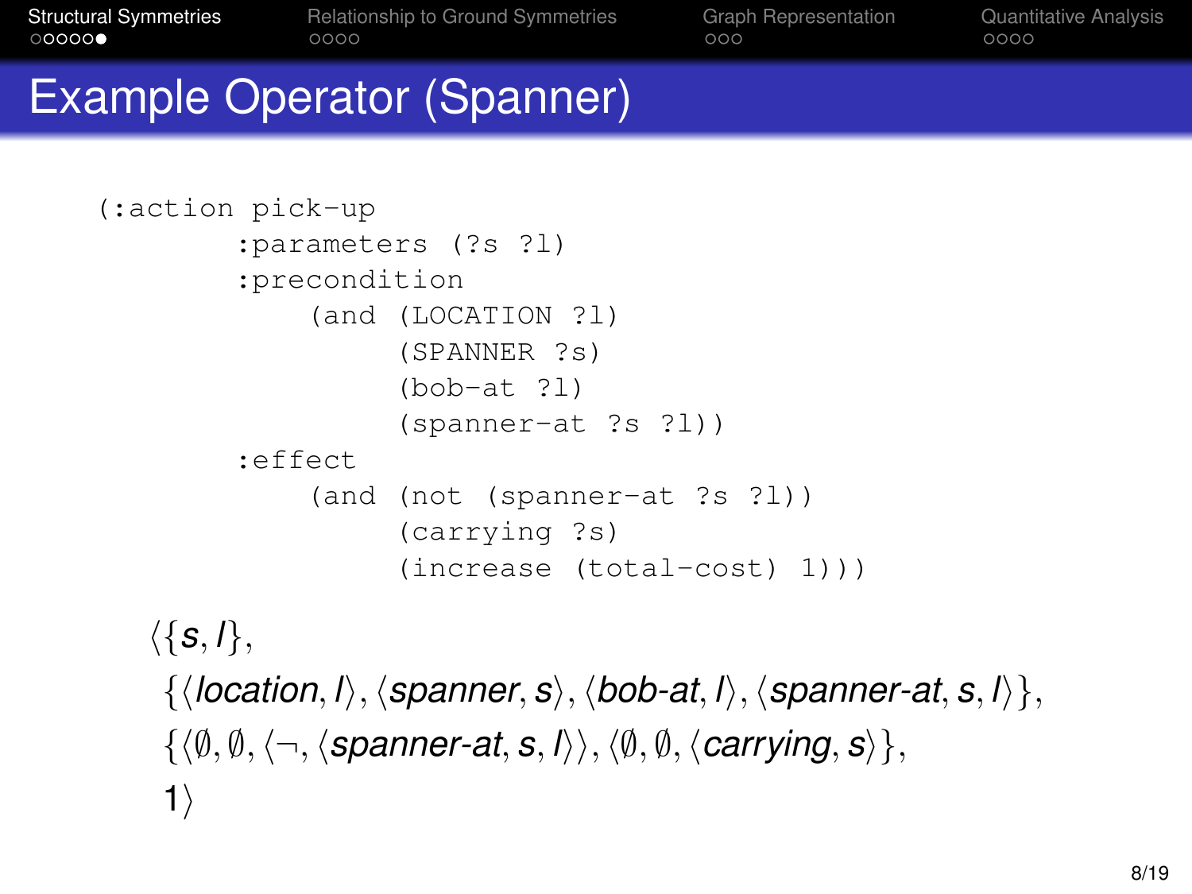# Example Operator (Spanner)

```
(:action pick-up
       :parameters (?s ?l)
       :precondition
           (and (LOCATION ?l)
                (SPANNER ?s)
                (bob-at ?l)
                (spanner-at ?s ?l))
       :effect
           (and (not (spanner-at ?s ?l))
                (carrying ?s)
                (increase (total-cost) 1)))
```

$$
\begin{aligned}
&\langle \{s, l\}, \\
&\quad \{\langle \mathit{location}, l\rangle, \langle \mathit{spanner}, s\rangle, \langle \mathit{bob\text{-}at}, l\rangle, \langle \mathit{spanner\text{-}at}, s, l\rangle\}, \\
&\quad \{\langle \emptyset, \emptyset, \langle \neg, \langle \mathit{spanner\text{-}at}, s, l\rangle\rangle, \langle \emptyset, \emptyset, \langle \mathit{carrying}, s\rangle\}, \\
&\quad 1\rangle
\end{aligned}
$$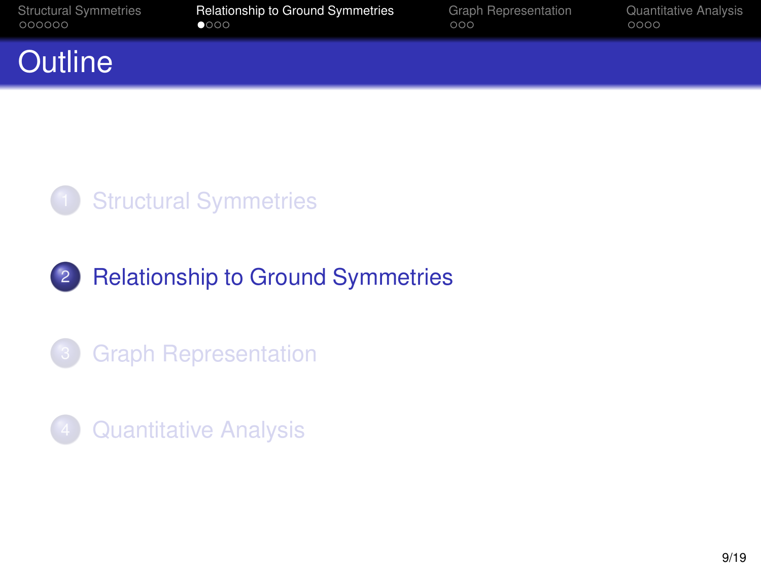# Outline

1. Structural Symmetries
2. **Relationship to Ground Symmetries**
3. Graph Representation
4. Quantitative Analysis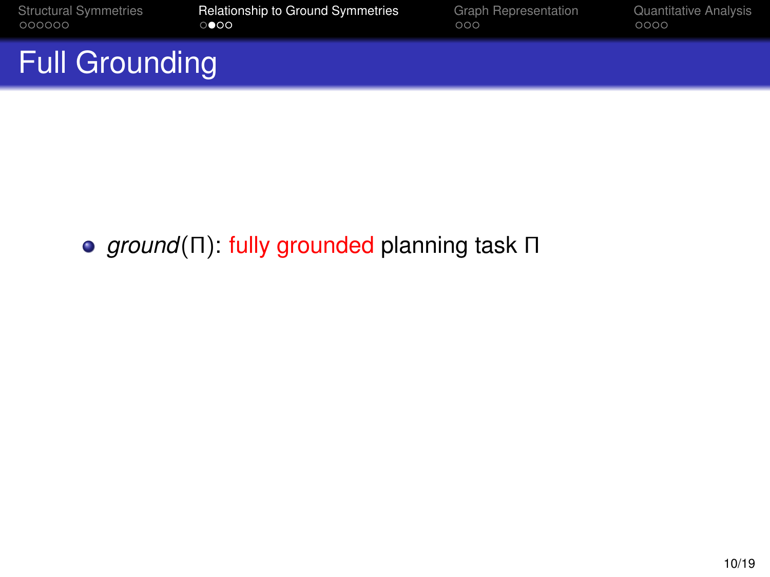# Full Grounding

- *ground*($\Pi$): fully grounded planning task $\Pi$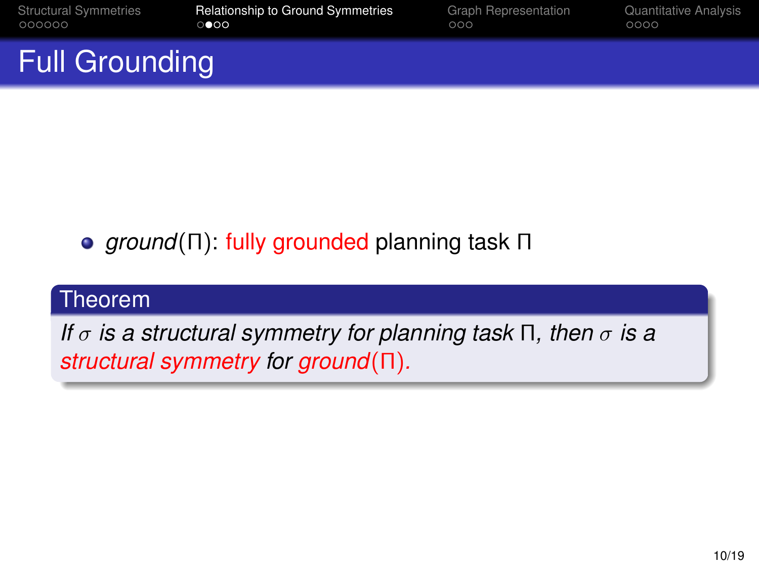# Full Grounding

- *ground*(Π): fully grounded planning task Π

**Theorem**

*If $\sigma$ is a structural symmetry for planning task Π, then $\sigma$ is a structural symmetry for ground(Π).*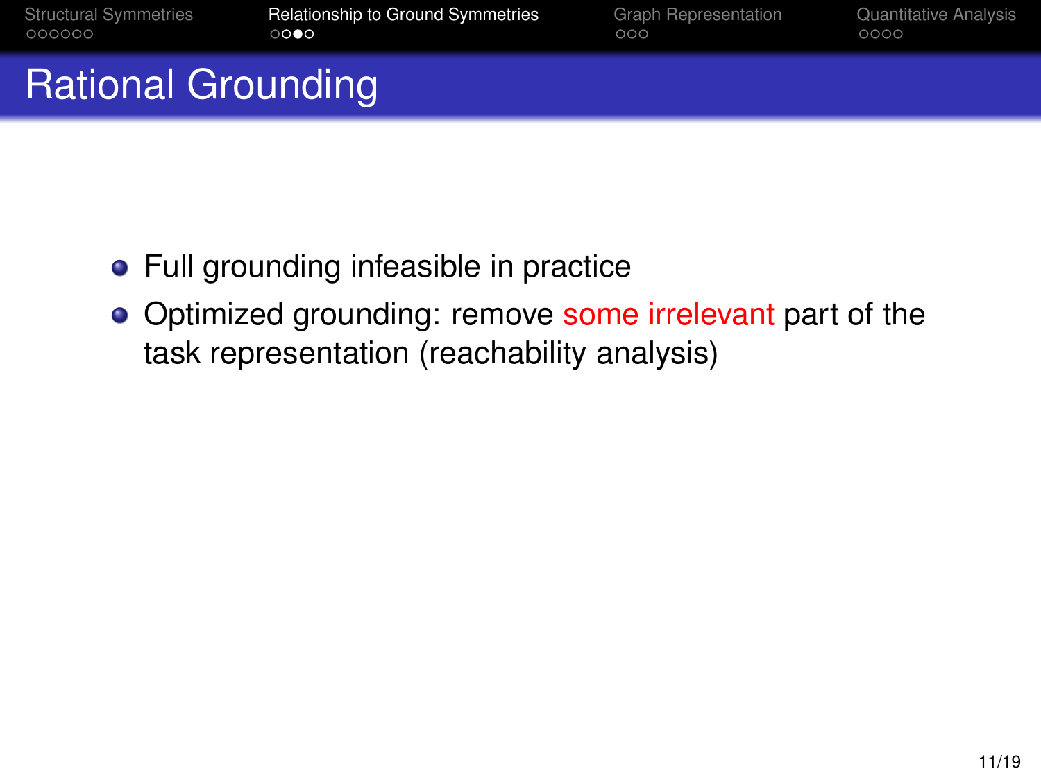# Rational Grounding

- Full grounding infeasible in practice
- Optimized grounding: remove some irrelevant part of the task representation (reachability analysis)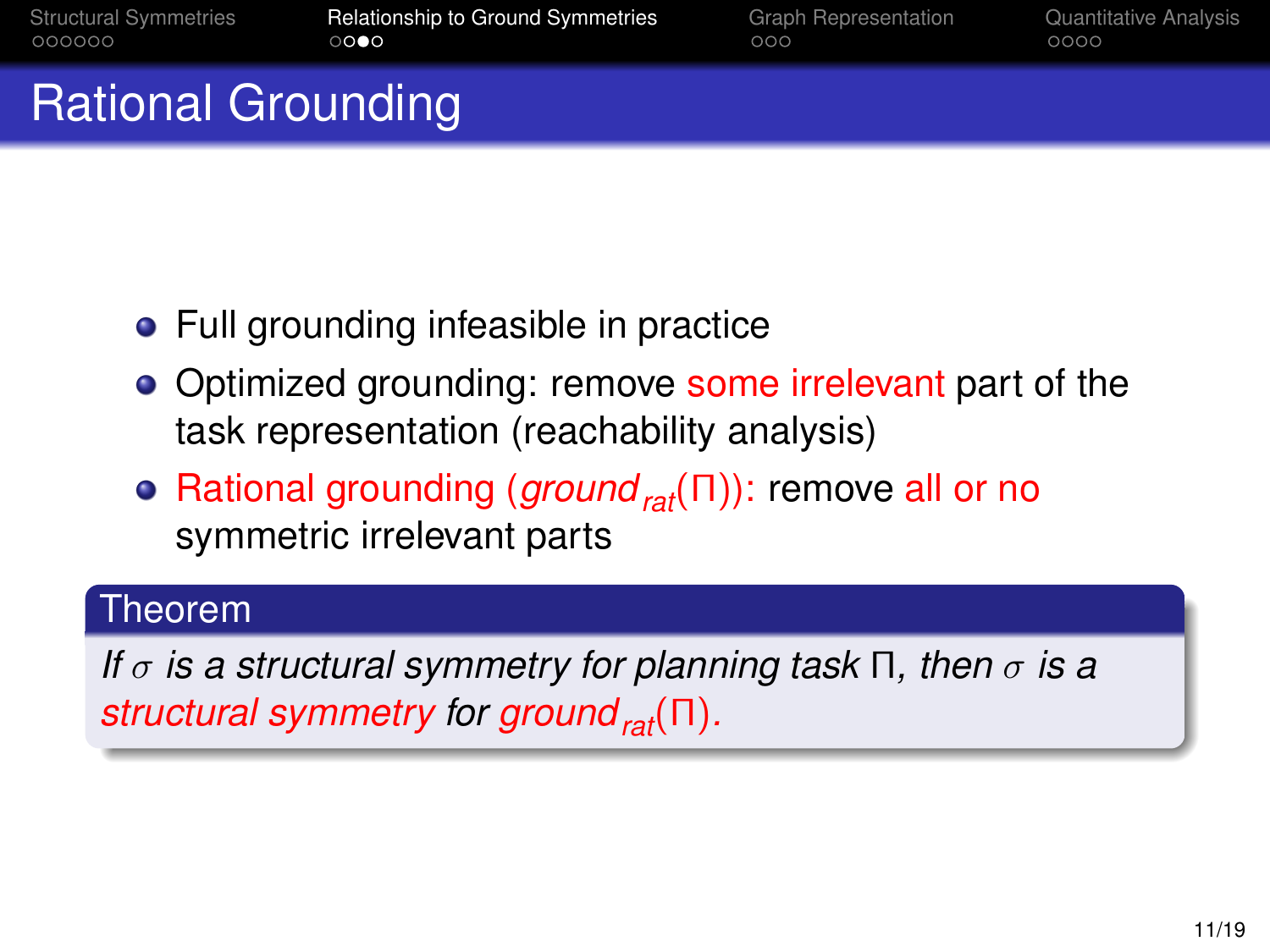# Rational Grounding

- Full grounding infeasible in practice
- Optimized grounding: remove some irrelevant part of the task representation (reachability analysis)
- Rational grounding ($ground_{rat}(\Pi)$): remove all or no symmetric irrelevant parts

**Theorem**

*If $\sigma$ is a structural symmetry for planning task $\Pi$, then $\sigma$ is a structural symmetry for $ground_{rat}(\Pi)$.*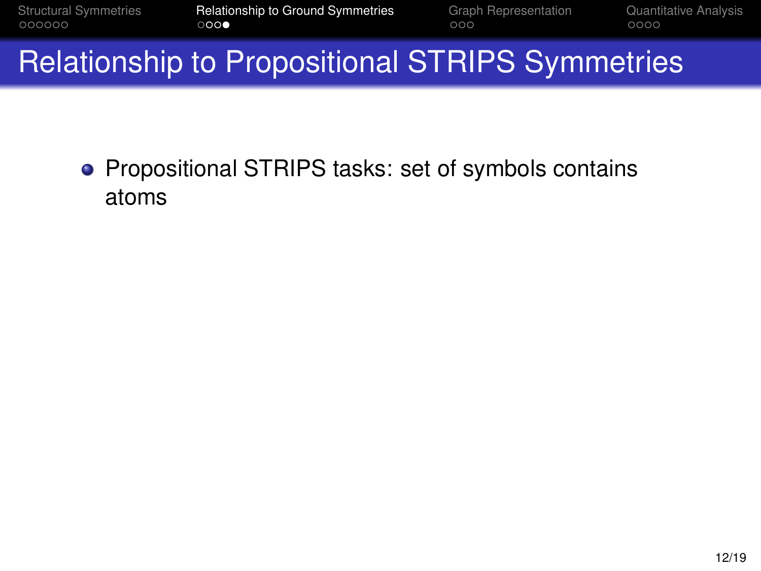# Relationship to Propositional STRIPS Symmetries

- Propositional STRIPS tasks: set of symbols contains atoms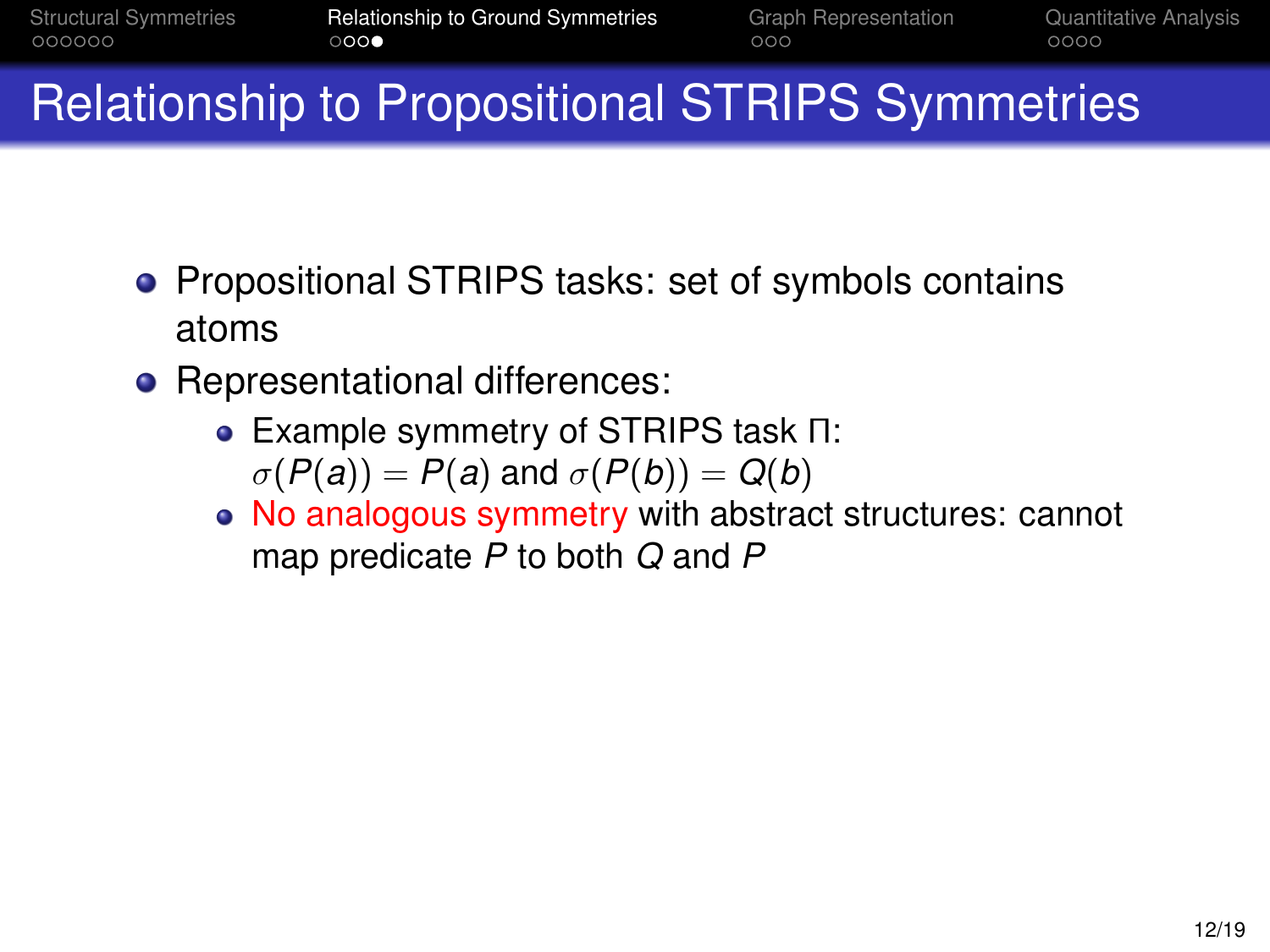# Relationship to Propositional STRIPS Symmetries

- Propositional STRIPS tasks: set of symbols contains atoms
- Representational differences:
  - Example symmetry of STRIPS task Π: $\sigma(P(a)) = P(a)$ and $\sigma(P(b)) = Q(b)$
  - No analogous symmetry with abstract structures: cannot map predicate $P$ to both $Q$ and $P$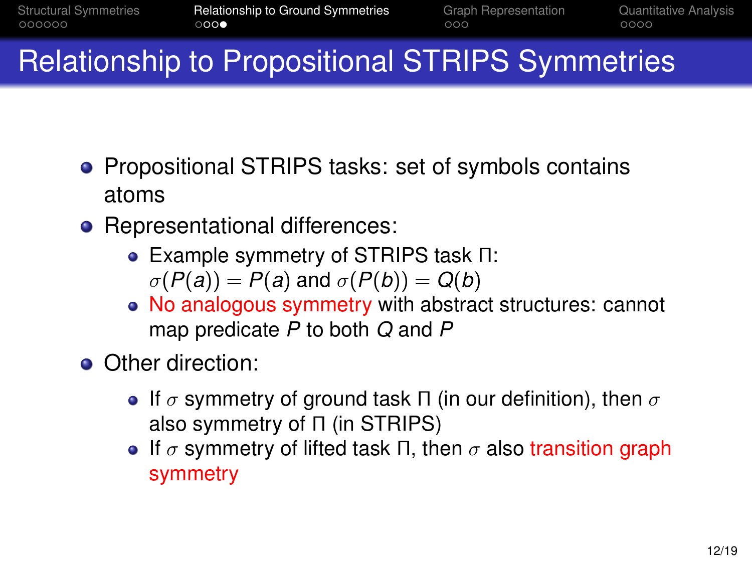# Relationship to Propositional STRIPS Symmetries

- Propositional STRIPS tasks: set of symbols contains atoms
- Representational differences:
  - Example symmetry of STRIPS task $\Pi$: $\sigma(P(a)) = P(a)$ and $\sigma(P(b)) = Q(b)$
  - No analogous symmetry with abstract structures: cannot map predicate $P$ to both $Q$ and $P$
- Other direction:
  - If $\sigma$ symmetry of ground task $\Pi$ (in our definition), then $\sigma$ also symmetry of $\Pi$ (in STRIPS)
  - If $\sigma$ symmetry of lifted task $\Pi$, then $\sigma$ also transition graph symmetry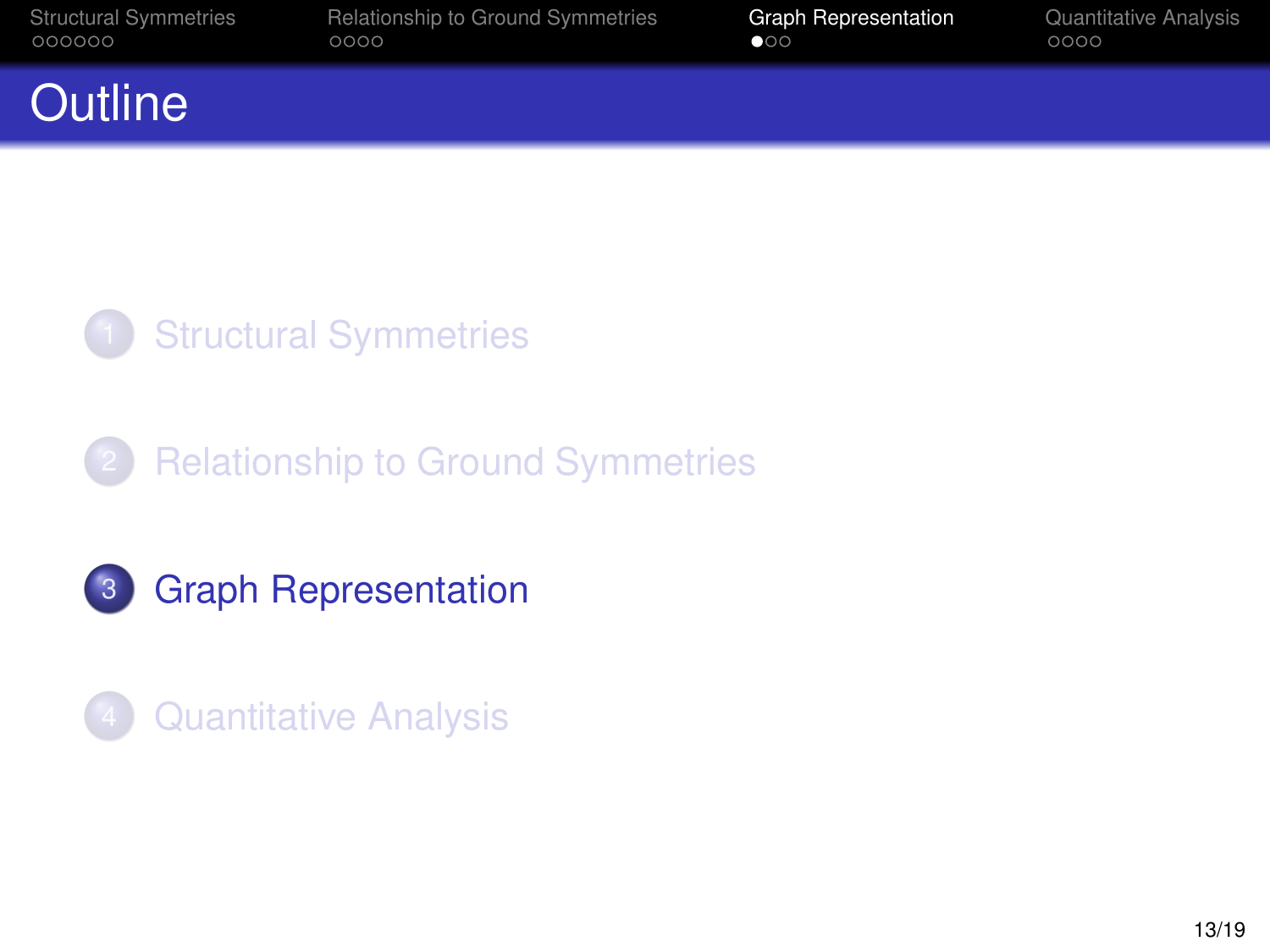# Outline

1. Structural Symmetries
2. Relationship to Ground Symmetries
3. **Graph Representation**
4. Quantitative Analysis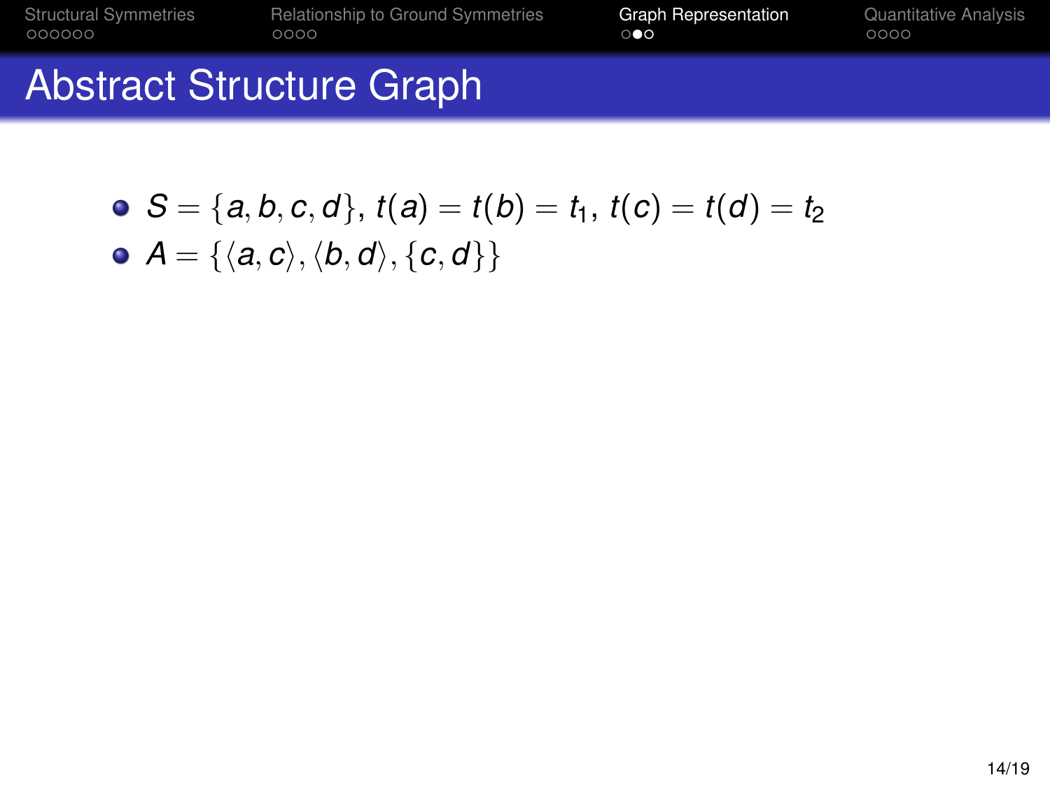# Abstract Structure Graph

- $S = \{a, b, c, d\}$, $t(a) = t(b) = t_1$, $t(c) = t(d) = t_2$
- $A = \{\langle a, c\rangle, \langle b, d\rangle, \{c, d\}\}$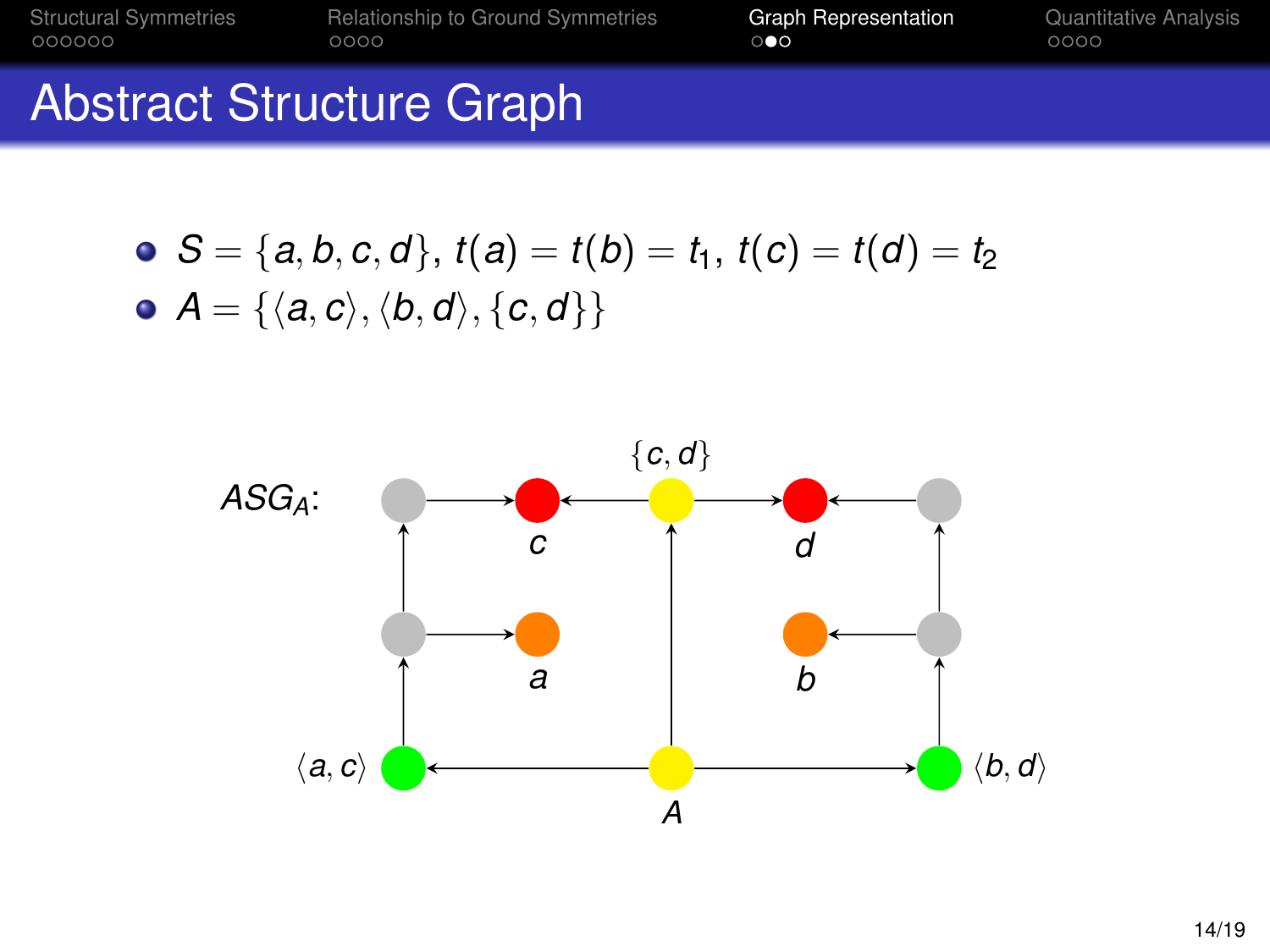# Abstract Structure Graph

- $S = \{a, b, c, d\}$, $t(a) = t(b) = t_1$, $t(c) = t(d) = t_2$
- $A = \{\langle a, c\rangle, \langle b, d\rangle, \{c, d\}\}$

$ASG_A$: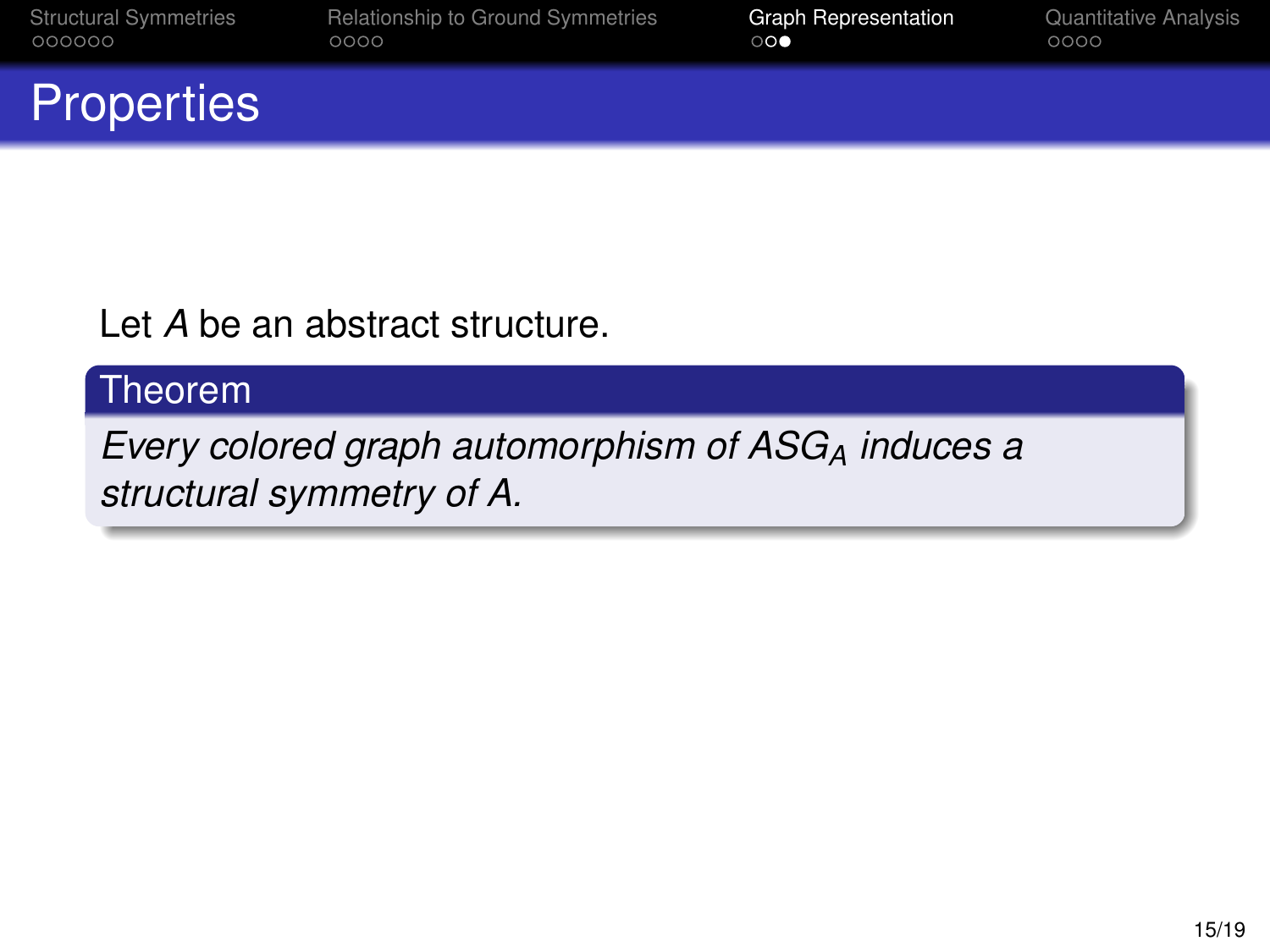# Properties

Let $A$ be an abstract structure.

**Theorem**

*Every colored graph automorphism of $ASG_A$ induces a structural symmetry of $A$.*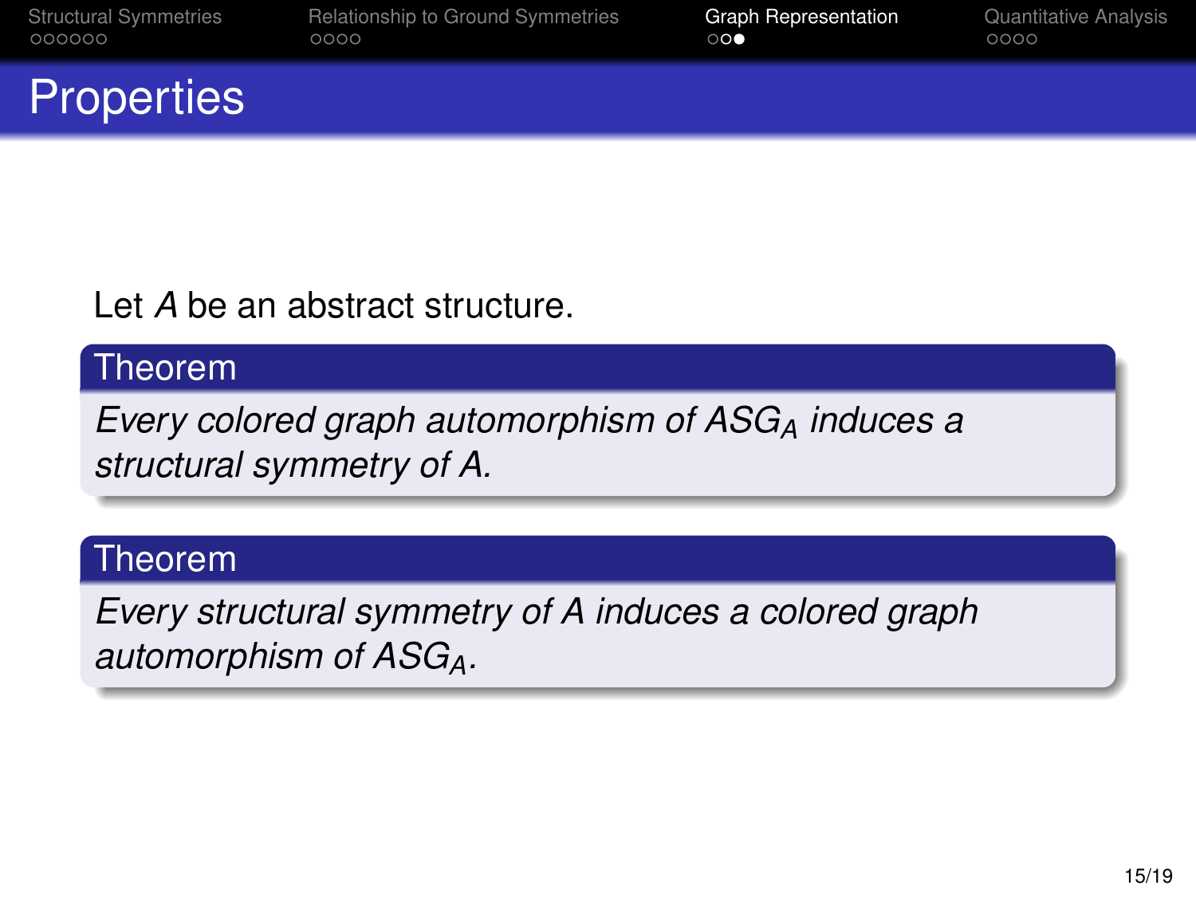# Properties

Let $A$ be an abstract structure.

**Theorem**

*Every colored graph automorphism of $ASG_A$ induces a structural symmetry of $A$.*

**Theorem**

*Every structural symmetry of $A$ induces a colored graph automorphism of $ASG_A$.*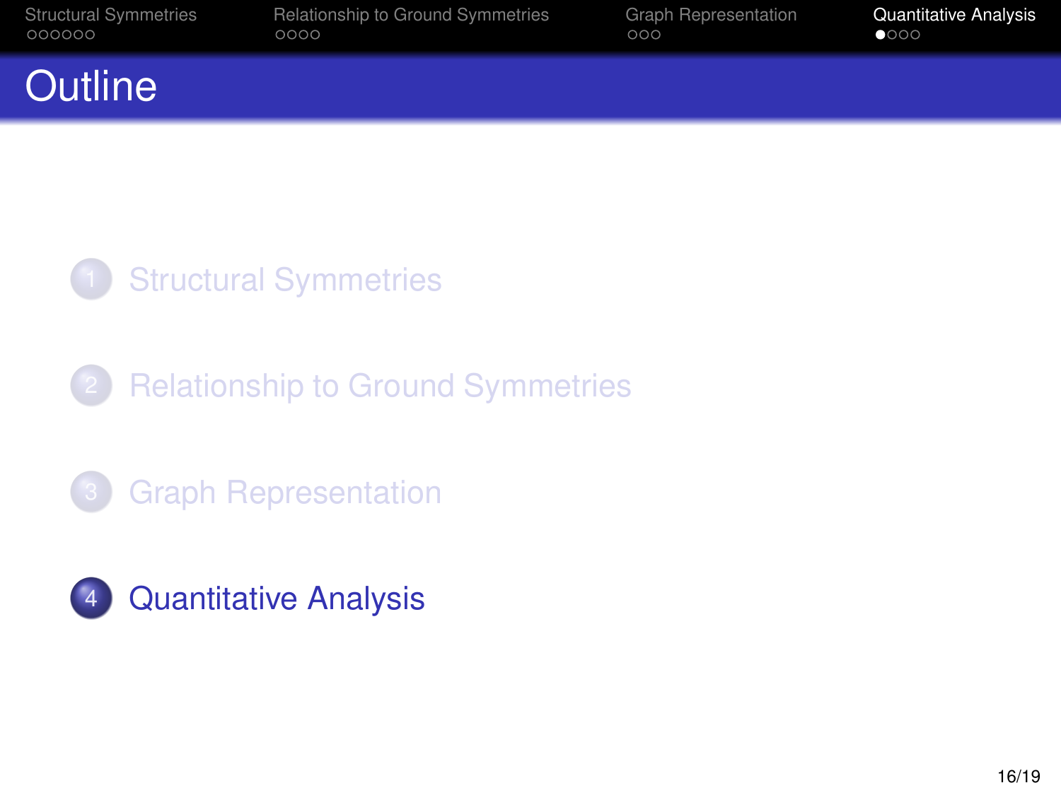# Outline

1. Structural Symmetries
2. Relationship to Ground Symmetries
3. Graph Representation
4. **Quantitative Analysis**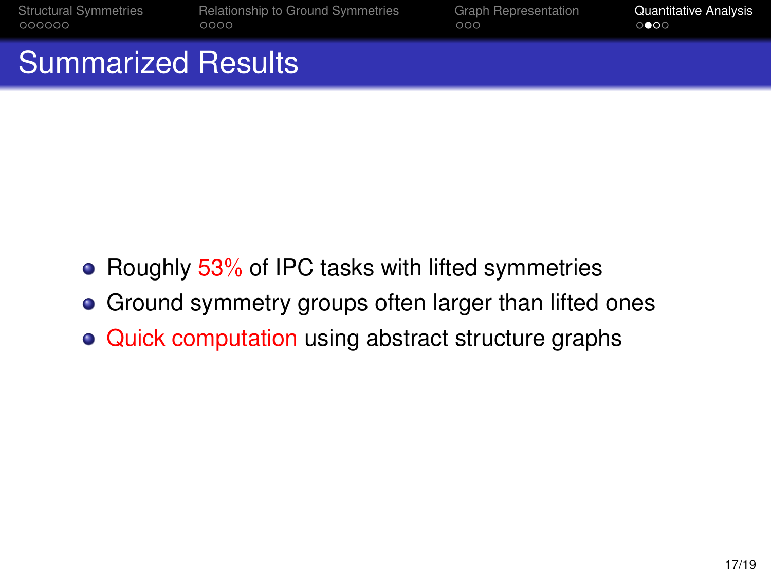# Summarized Results

- Roughly 53% of IPC tasks with lifted symmetries
- Ground symmetry groups often larger than lifted ones
- Quick computation using abstract structure graphs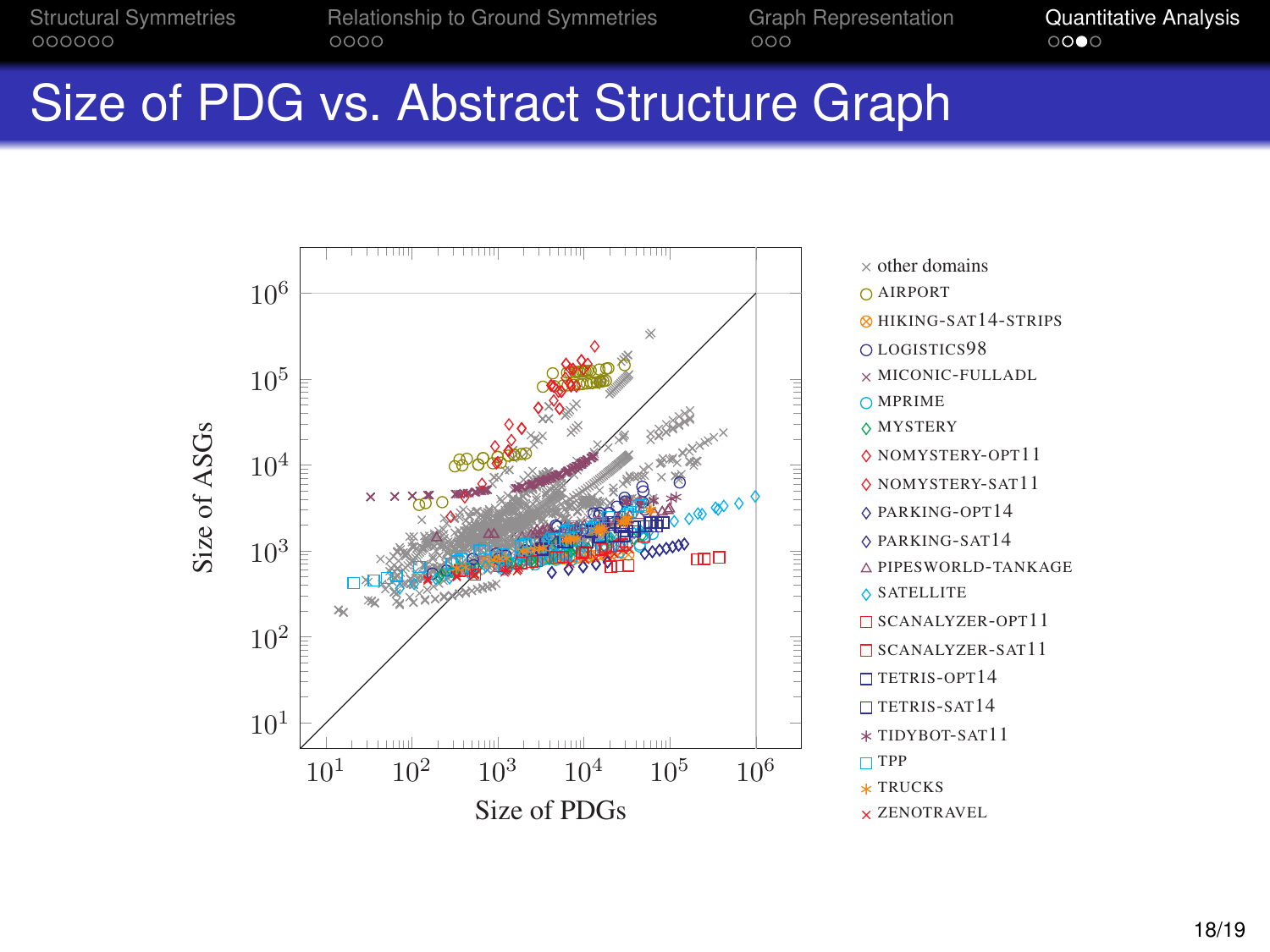# Size of PDG vs. Abstract Structure Graph

Size of ASGs

$10^1$ $10^2$ $10^3$ $10^4$ $10^5$ $10^6$

Size of PDGs

$10^1$ $10^2$ $10^3$ $10^4$ $10^5$ $10^6$

- × other domains
- ○ AIRPORT
- ⊗ HIKING-SAT14-STRIPS
- ○ LOGISTICS98
- × MICONIC-FULLADL
- ○ MPRIME
- ◇ MYSTERY
- ◇ NOMYSTERY-OPT11
- ◇ NOMYSTERY-SAT11
- ◇ PARKING-OPT14
- ◇ PARKING-SAT14
- △ PIPESWORLD-TANKAGE
- ◇ SATELLITE
- □ SCANALYZER-OPT11
- □ SCANALYZER-SAT11
- □ TETRIS-OPT14
- □ TETRIS-SAT14
- ∗ TIDYBOT-SAT11
- □ TPP
- ∗ TRUCKS
- × ZENOTRAVEL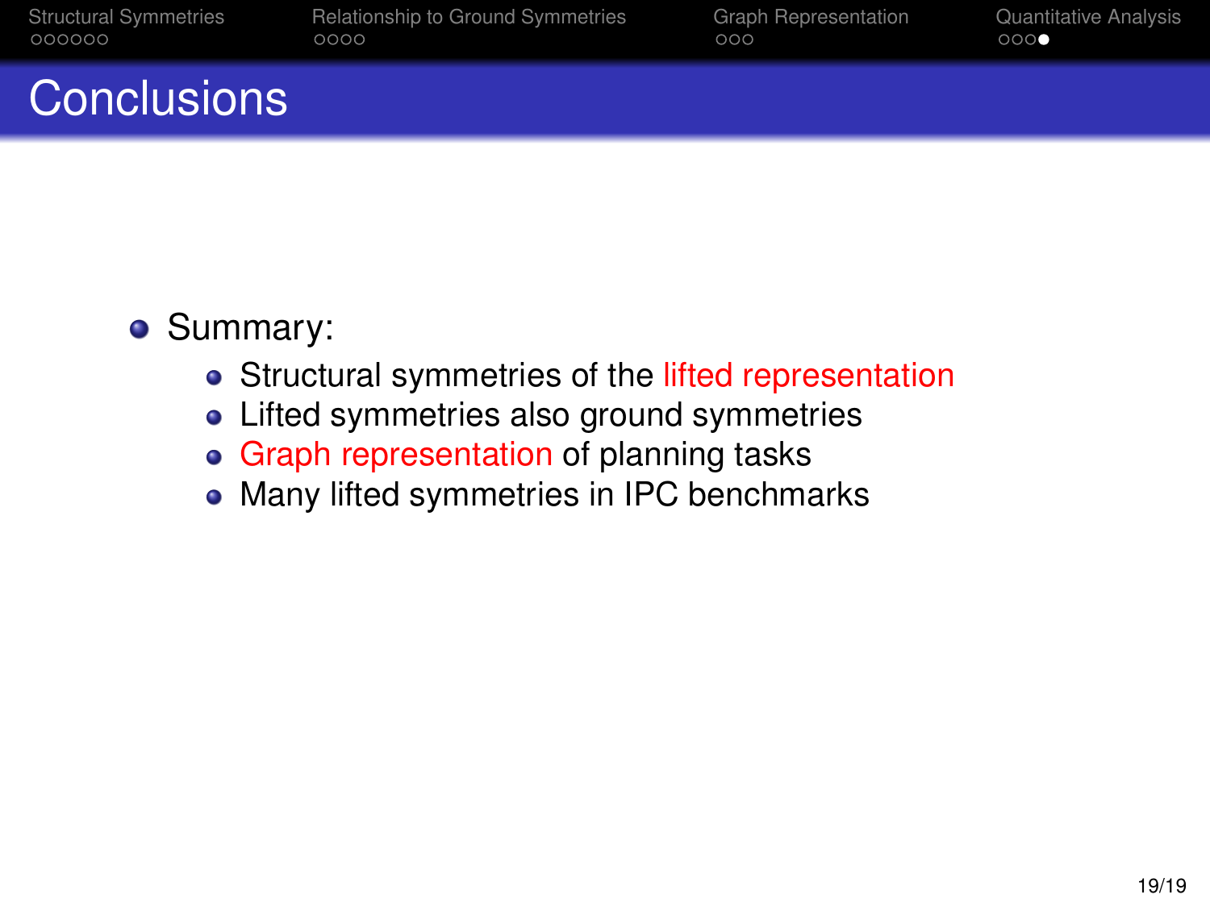# Conclusions

- Summary:
  - Structural symmetries of the lifted representation
  - Lifted symmetries also ground symmetries
  - Graph representation of planning tasks
  - Many lifted symmetries in IPC benchmarks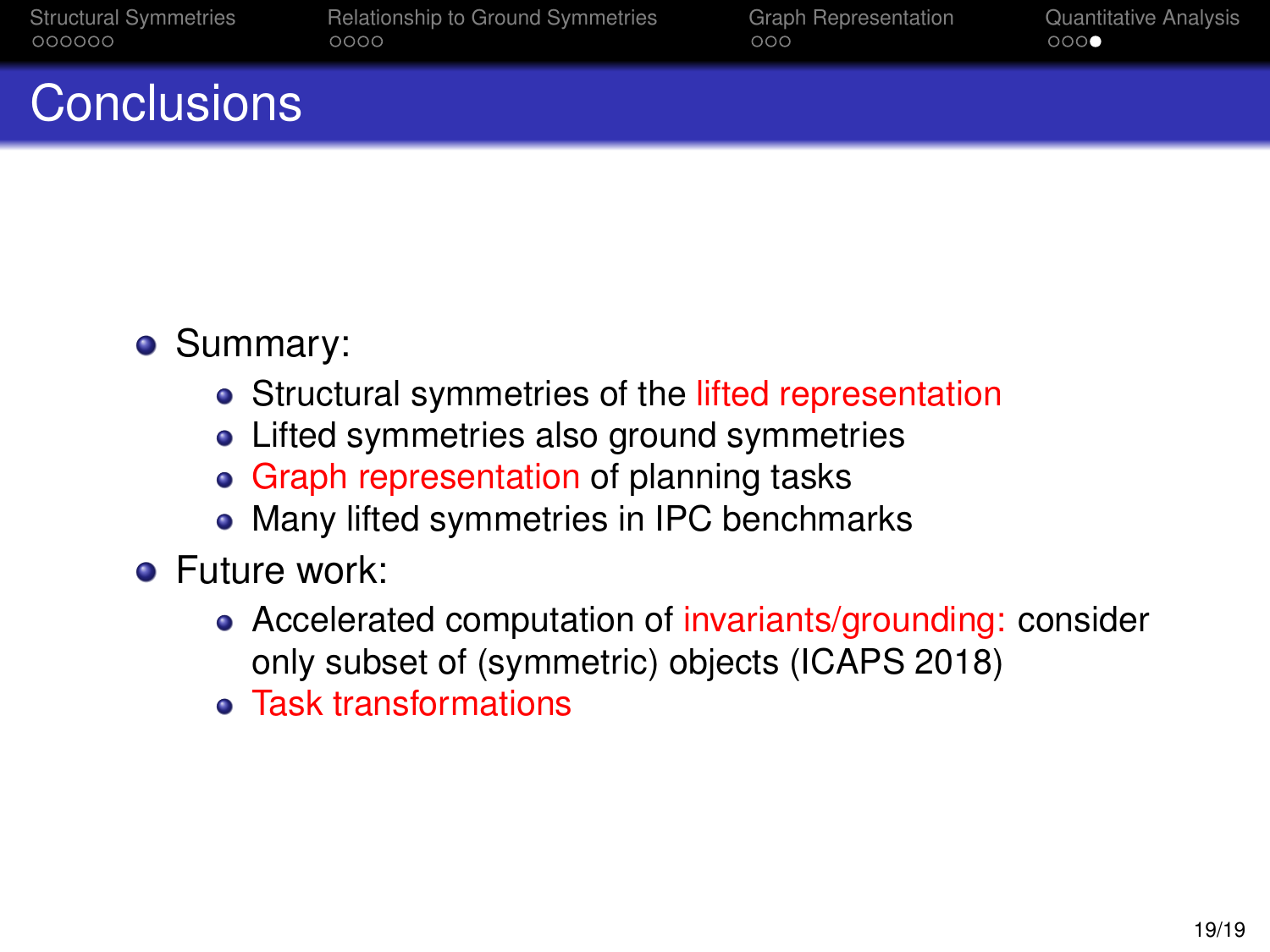# Conclusions

- Summary:
  - Structural symmetries of the lifted representation
  - Lifted symmetries also ground symmetries
  - Graph representation of planning tasks
  - Many lifted symmetries in IPC benchmarks
- Future work:
  - Accelerated computation of invariants/grounding: consider only subset of (symmetric) objects (ICAPS 2018)
  - Task transformations